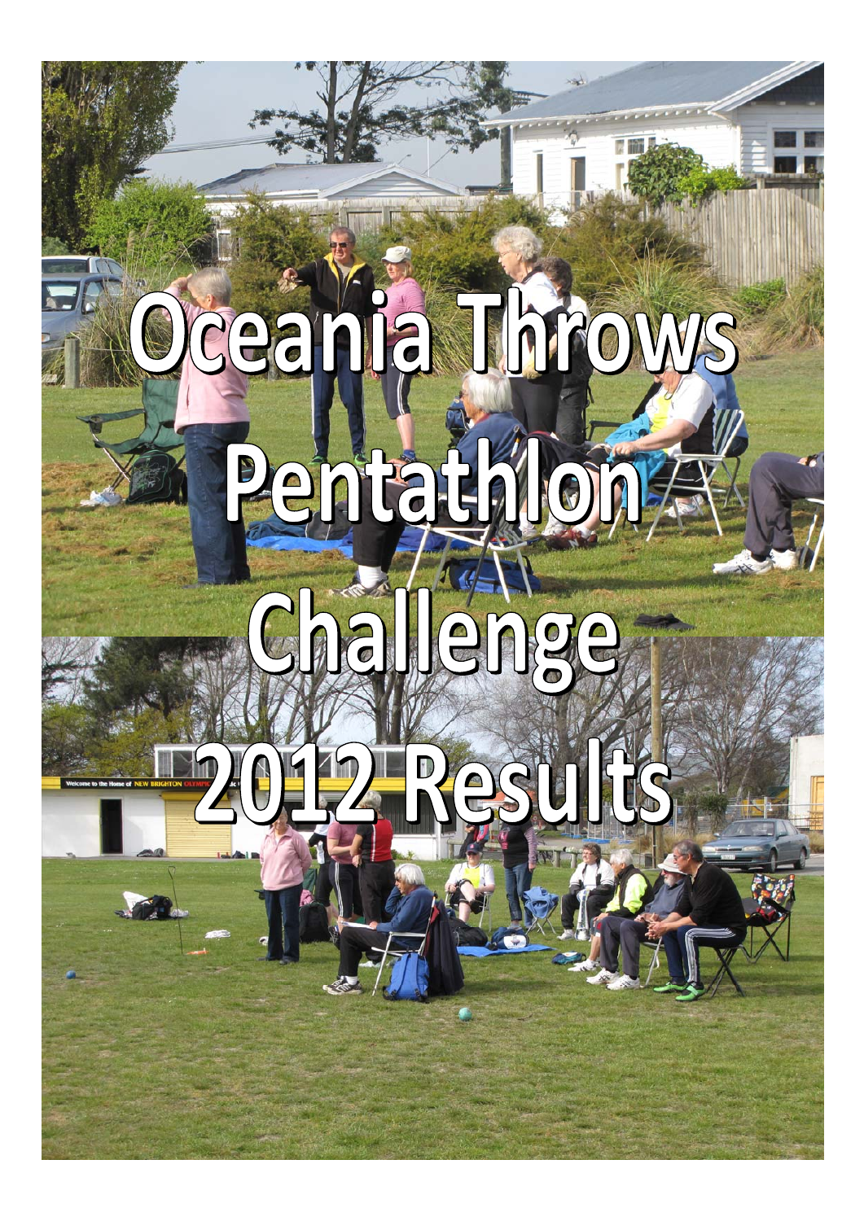# Oceania Throws Pentathlon Challenge 2012 Results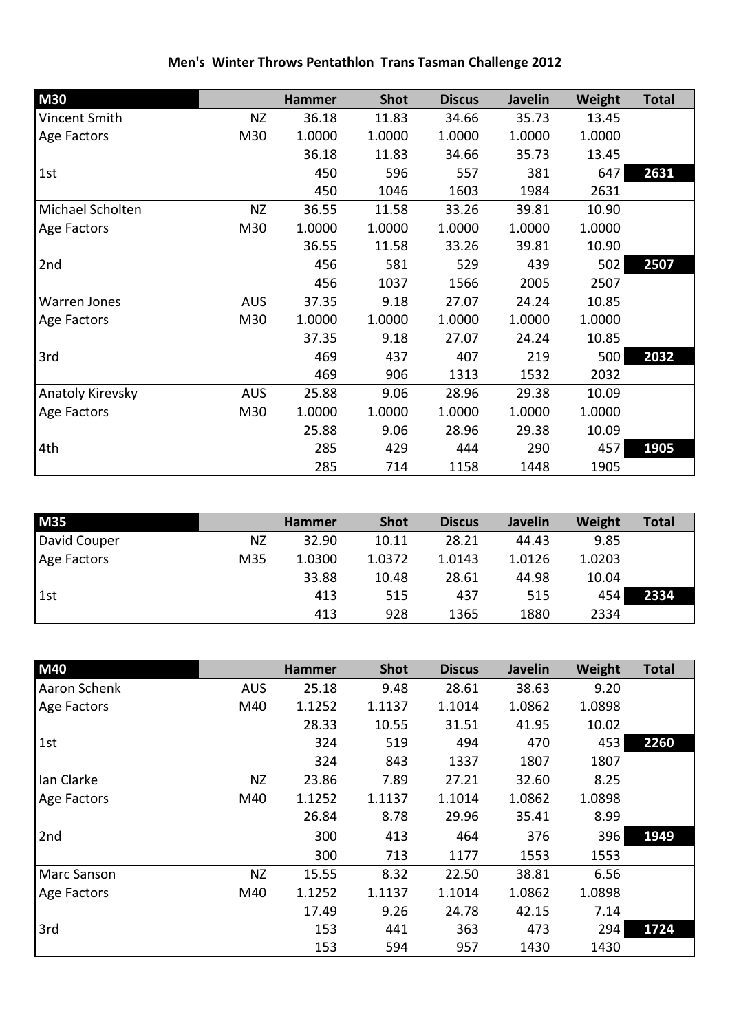# Men's Winter Throws Pentathlon Trans Tasman Challenge 2012

| M30 | | Hammer | Shot | Discus | Javelin | Weight | Total |
|---|---|---|---|---|---|---|---|
| Vincent Smith | NZ | 36.18 | 11.83 | 34.66 | 35.73 | 13.45 | |
| Age Factors | M30 | 1.0000 | 1.0000 | 1.0000 | 1.0000 | 1.0000 | |
| | | 36.18 | 11.83 | 34.66 | 35.73 | 13.45 | |
| 1st | | 450 | 596 | 557 | 381 | 647 | **2631** |
| | | 450 | 1046 | 1603 | 1984 | 2631 | |
| Michael Scholten | NZ | 36.55 | 11.58 | 33.26 | 39.81 | 10.90 | |
| Age Factors | M30 | 1.0000 | 1.0000 | 1.0000 | 1.0000 | 1.0000 | |
| | | 36.55 | 11.58 | 33.26 | 39.81 | 10.90 | |
| 2nd | | 456 | 581 | 529 | 439 | 502 | **2507** |
| | | 456 | 1037 | 1566 | 2005 | 2507 | |
| Warren Jones | AUS | 37.35 | 9.18 | 27.07 | 24.24 | 10.85 | |
| Age Factors | M30 | 1.0000 | 1.0000 | 1.0000 | 1.0000 | 1.0000 | |
| | | 37.35 | 9.18 | 27.07 | 24.24 | 10.85 | |
| 3rd | | 469 | 437 | 407 | 219 | 500 | **2032** |
| | | 469 | 906 | 1313 | 1532 | 2032 | |
| Anatoly Kirevsky | AUS | 25.88 | 9.06 | 28.96 | 29.38 | 10.09 | |
| Age Factors | M30 | 1.0000 | 1.0000 | 1.0000 | 1.0000 | 1.0000 | |
| | | 25.88 | 9.06 | 28.96 | 29.38 | 10.09 | |
| 4th | | 285 | 429 | 444 | 290 | 457 | **1905** |
| | | 285 | 714 | 1158 | 1448 | 1905 | |

| M35 | | Hammer | Shot | Discus | Javelin | Weight | Total |
|---|---|---|---|---|---|---|---|
| David Couper | NZ | 32.90 | 10.11 | 28.21 | 44.43 | 9.85 | |
| Age Factors | M35 | 1.0300 | 1.0372 | 1.0143 | 1.0126 | 1.0203 | |
| | | 33.88 | 10.48 | 28.61 | 44.98 | 10.04 | |
| 1st | | 413 | 515 | 437 | 515 | 454 | **2334** |
| | | 413 | 928 | 1365 | 1880 | 2334 | |

| M40 | | Hammer | Shot | Discus | Javelin | Weight | Total |
|---|---|---|---|---|---|---|---|
| Aaron Schenk | AUS | 25.18 | 9.48 | 28.61 | 38.63 | 9.20 | |
| Age Factors | M40 | 1.1252 | 1.1137 | 1.1014 | 1.0862 | 1.0898 | |
| | | 28.33 | 10.55 | 31.51 | 41.95 | 10.02 | |
| 1st | | 324 | 519 | 494 | 470 | 453 | **2260** |
| | | 324 | 843 | 1337 | 1807 | 1807 | |
| Ian Clarke | NZ | 23.86 | 7.89 | 27.21 | 32.60 | 8.25 | |
| Age Factors | M40 | 1.1252 | 1.1137 | 1.1014 | 1.0862 | 1.0898 | |
| | | 26.84 | 8.78 | 29.96 | 35.41 | 8.99 | |
| 2nd | | 300 | 413 | 464 | 376 | 396 | **1949** |
| | | 300 | 713 | 1177 | 1553 | 1553 | |
| Marc Sanson | NZ | 15.55 | 8.32 | 22.50 | 38.81 | 6.56 | |
| Age Factors | M40 | 1.1252 | 1.1137 | 1.1014 | 1.0862 | 1.0898 | |
| | | 17.49 | 9.26 | 24.78 | 42.15 | 7.14 | |
| 3rd | | 153 | 441 | 363 | 473 | 294 | **1724** |
| | | 153 | 594 | 957 | 1430 | 1430 | |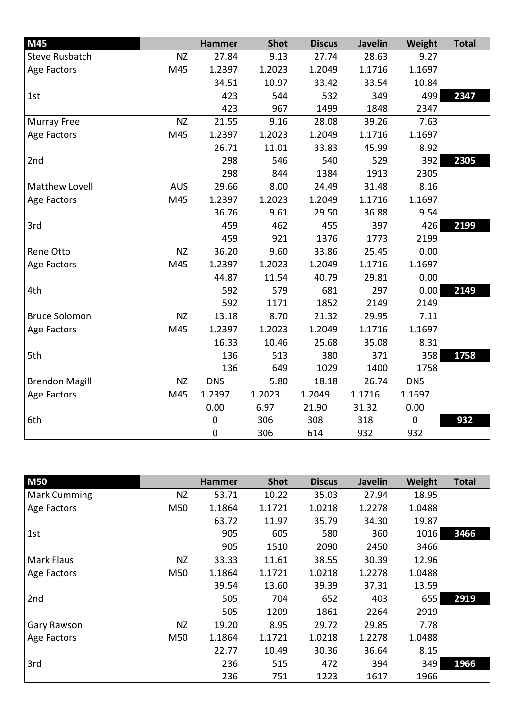| M45 | | Hammer | Shot | Discus | Javelin | Weight | Total |
|---|---|---|---|---|---|---|---|
| Steve Rusbatch | NZ | 27.84 | 9.13 | 27.74 | 28.63 | 9.27 | |
| Age Factors | M45 | 1.2397 | 1.2023 | 1.2049 | 1.1716 | 1.1697 | |
| | | 34.51 | 10.97 | 33.42 | 33.54 | 10.84 | |
| 1st | | 423 | 544 | 532 | 349 | 499 | **2347** |
| | | 423 | 967 | 1499 | 1848 | 2347 | |
| Murray Free | NZ | 21.55 | 9.16 | 28.08 | 39.26 | 7.63 | |
| Age Factors | M45 | 1.2397 | 1.2023 | 1.2049 | 1.1716 | 1.1697 | |
| | | 26.71 | 11.01 | 33.83 | 45.99 | 8.92 | |
| 2nd | | 298 | 546 | 540 | 529 | 392 | **2305** |
| | | 298 | 844 | 1384 | 1913 | 2305 | |
| Matthew Lovell | AUS | 29.66 | 8.00 | 24.49 | 31.48 | 8.16 | |
| Age Factors | M45 | 1.2397 | 1.2023 | 1.2049 | 1.1716 | 1.1697 | |
| | | 36.76 | 9.61 | 29.50 | 36.88 | 9.54 | |
| 3rd | | 459 | 462 | 455 | 397 | 426 | **2199** |
| | | 459 | 921 | 1376 | 1773 | 2199 | |
| Rene Otto | NZ | 36.20 | 9.60 | 33.86 | 25.45 | 0.00 | |
| Age Factors | M45 | 1.2397 | 1.2023 | 1.2049 | 1.1716 | 1.1697 | |
| | | 44.87 | 11.54 | 40.79 | 29.81 | 0.00 | |
| 4th | | 592 | 579 | 681 | 297 | 0.00 | **2149** |
| | | 592 | 1171 | 1852 | 2149 | 2149 | |
| Bruce Solomon | NZ | 13.18 | 8.70 | 21.32 | 29.95 | 7.11 | |
| Age Factors | M45 | 1.2397 | 1.2023 | 1.2049 | 1.1716 | 1.1697 | |
| | | 16.33 | 10.46 | 25.68 | 35.08 | 8.31 | |
| 5th | | 136 | 513 | 380 | 371 | 358 | **1758** |
| | | 136 | 649 | 1029 | 1400 | 1758 | |
| Brendon Magill | NZ | DNS | 5.80 | 18.18 | 26.74 | DNS | |
| Age Factors | M45 | 1.2397 | 1.2023 | 1.2049 | 1.1716 | 1.1697 | |
| | | 0.00 | 6.97 | 21.90 | 31.32 | 0.00 | |
| 6th | | 0 | 306 | 308 | 318 | 0 | **932** |
| | | 0 | 306 | 614 | 932 | 932 | |

| M50 | | Hammer | Shot | Discus | Javelin | Weight | Total |
|---|---|---|---|---|---|---|---|
| Mark Cumming | NZ | 53.71 | 10.22 | 35.03 | 27.94 | 18.95 | |
| Age Factors | M50 | 1.1864 | 1.1721 | 1.0218 | 1.2278 | 1.0488 | |
| | | 63.72 | 11.97 | 35.79 | 34.30 | 19.87 | |
| 1st | | 905 | 605 | 580 | 360 | 1016 | **3466** |
| | | 905 | 1510 | 2090 | 2450 | 3466 | |
| Mark Flaus | NZ | 33.33 | 11.61 | 38.55 | 30.39 | 12.96 | |
| Age Factors | M50 | 1.1864 | 1.1721 | 1.0218 | 1.2278 | 1.0488 | |
| | | 39.54 | 13.60 | 39.39 | 37.31 | 13.59 | |
| 2nd | | 505 | 704 | 652 | 403 | 655 | **2919** |
| | | 505 | 1209 | 1861 | 2264 | 2919 | |
| Gary Rawson | NZ | 19.20 | 8.95 | 29.72 | 29.85 | 7.78 | |
| Age Factors | M50 | 1.1864 | 1.1721 | 1.0218 | 1.2278 | 1.0488 | |
| | | 22.77 | 10.49 | 30.36 | 36.64 | 8.15 | |
| 3rd | | 236 | 515 | 472 | 394 | 349 | **1966** |
| | | 236 | 751 | 1223 | 1617 | 1966 | |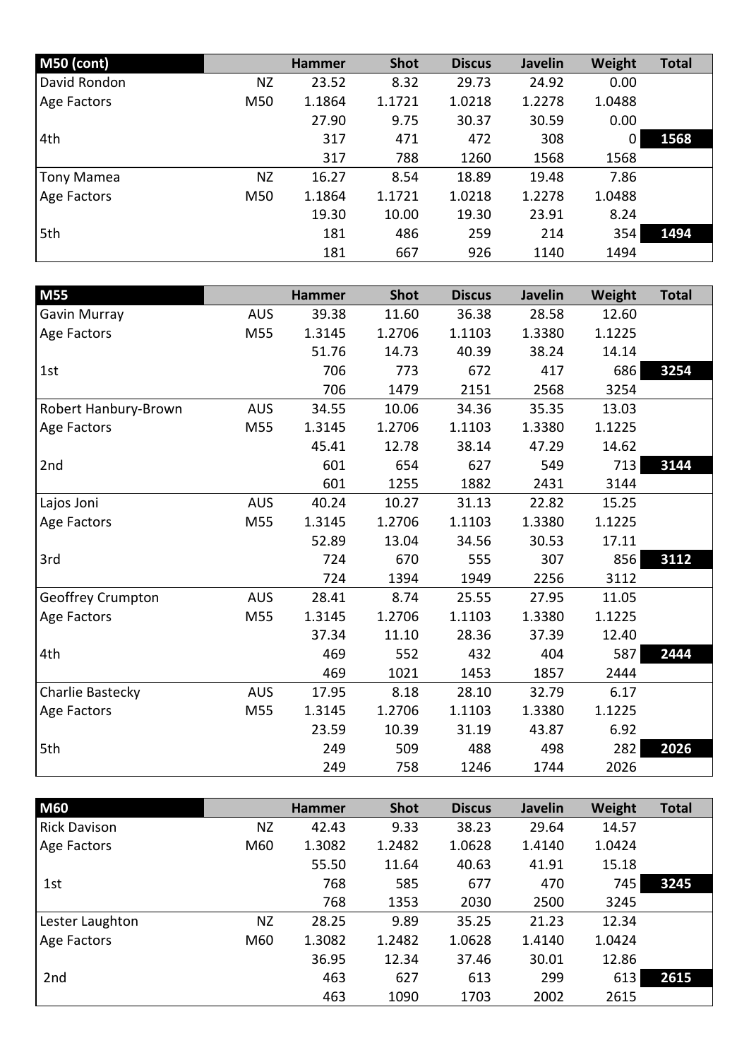| M50 (cont) | | Hammer | Shot | Discus | Javelin | Weight | Total |
|---|---|---|---|---|---|---|---|
| David Rondon | NZ | 23.52 | 8.32 | 29.73 | 24.92 | 0.00 | |
| Age Factors | M50 | 1.1864 | 1.1721 | 1.0218 | 1.2278 | 1.0488 | |
| | | 27.90 | 9.75 | 30.37 | 30.59 | 0.00 | |
| 4th | | 317 | 471 | 472 | 308 | 0 | 1568 |
| | | 317 | 788 | 1260 | 1568 | 1568 | |
| Tony Mamea | NZ | 16.27 | 8.54 | 18.89 | 19.48 | 7.86 | |
| Age Factors | M50 | 1.1864 | 1.1721 | 1.0218 | 1.2278 | 1.0488 | |
| | | 19.30 | 10.00 | 19.30 | 23.91 | 8.24 | |
| 5th | | 181 | 486 | 259 | 214 | 354 | 1494 |
| | | 181 | 667 | 926 | 1140 | 1494 | |

| M55 | | Hammer | Shot | Discus | Javelin | Weight | Total |
|---|---|---|---|---|---|---|---|
| Gavin Murray | AUS | 39.38 | 11.60 | 36.38 | 28.58 | 12.60 | |
| Age Factors | M55 | 1.3145 | 1.2706 | 1.1103 | 1.3380 | 1.1225 | |
| | | 51.76 | 14.73 | 40.39 | 38.24 | 14.14 | |
| 1st | | 706 | 773 | 672 | 417 | 686 | 3254 |
| | | 706 | 1479 | 2151 | 2568 | 3254 | |
| Robert Hanbury-Brown | AUS | 34.55 | 10.06 | 34.36 | 35.35 | 13.03 | |
| Age Factors | M55 | 1.3145 | 1.2706 | 1.1103 | 1.3380 | 1.1225 | |
| | | 45.41 | 12.78 | 38.14 | 47.29 | 14.62 | |
| 2nd | | 601 | 654 | 627 | 549 | 713 | 3144 |
| | | 601 | 1255 | 1882 | 2431 | 3144 | |
| Lajos Joni | AUS | 40.24 | 10.27 | 31.13 | 22.82 | 15.25 | |
| Age Factors | M55 | 1.3145 | 1.2706 | 1.1103 | 1.3380 | 1.1225 | |
| | | 52.89 | 13.04 | 34.56 | 30.53 | 17.11 | |
| 3rd | | 724 | 670 | 555 | 307 | 856 | 3112 |
| | | 724 | 1394 | 1949 | 2256 | 3112 | |
| Geoffrey Crumpton | AUS | 28.41 | 8.74 | 25.55 | 27.95 | 11.05 | |
| Age Factors | M55 | 1.3145 | 1.2706 | 1.1103 | 1.3380 | 1.1225 | |
| | | 37.34 | 11.10 | 28.36 | 37.39 | 12.40 | |
| 4th | | 469 | 552 | 432 | 404 | 587 | 2444 |
| | | 469 | 1021 | 1453 | 1857 | 2444 | |
| Charlie Bastecky | AUS | 17.95 | 8.18 | 28.10 | 32.79 | 6.17 | |
| Age Factors | M55 | 1.3145 | 1.2706 | 1.1103 | 1.3380 | 1.1225 | |
| | | 23.59 | 10.39 | 31.19 | 43.87 | 6.92 | |
| 5th | | 249 | 509 | 488 | 498 | 282 | 2026 |
| | | 249 | 758 | 1246 | 1744 | 2026 | |

| M60 | | Hammer | Shot | Discus | Javelin | Weight | Total |
|---|---|---|---|---|---|---|---|
| Rick Davison | NZ | 42.43 | 9.33 | 38.23 | 29.64 | 14.57 | |
| Age Factors | M60 | 1.3082 | 1.2482 | 1.0628 | 1.4140 | 1.0424 | |
| | | 55.50 | 11.64 | 40.63 | 41.91 | 15.18 | |
| 1st | | 768 | 585 | 677 | 470 | 745 | 3245 |
| | | 768 | 1353 | 2030 | 2500 | 3245 | |
| Lester Laughton | NZ | 28.25 | 9.89 | 35.25 | 21.23 | 12.34 | |
| Age Factors | M60 | 1.3082 | 1.2482 | 1.0628 | 1.4140 | 1.0424 | |
| | | 36.95 | 12.34 | 37.46 | 30.01 | 12.86 | |
| 2nd | | 463 | 627 | 613 | 299 | 613 | 2615 |
| | | 463 | 1090 | 1703 | 2002 | 2615 | |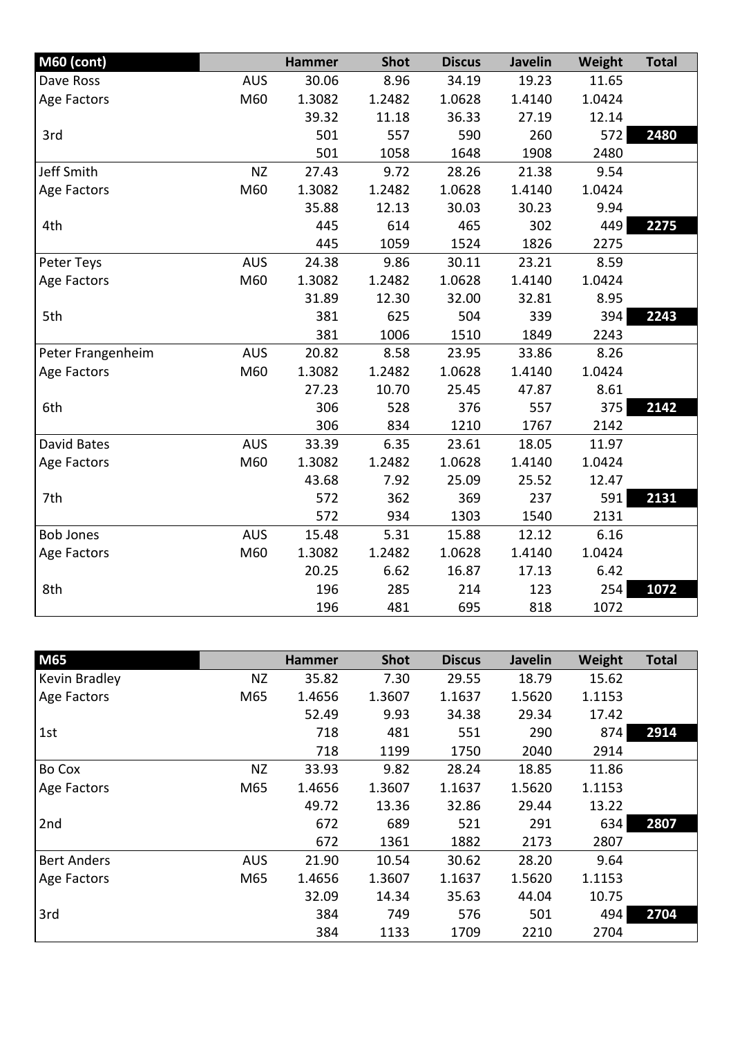| M60 (cont) | | Hammer | Shot | Discus | Javelin | Weight | Total |
|---|---|---|---|---|---|---|---|
| Dave Ross | AUS | 30.06 | 8.96 | 34.19 | 19.23 | 11.65 | |
| Age Factors | M60 | 1.3082 | 1.2482 | 1.0628 | 1.4140 | 1.0424 | |
| | | 39.32 | 11.18 | 36.33 | 27.19 | 12.14 | |
| 3rd | | 501 | 557 | 590 | 260 | 572 | 2480 |
| | | 501 | 1058 | 1648 | 1908 | 2480 | |
| Jeff Smith | NZ | 27.43 | 9.72 | 28.26 | 21.38 | 9.54 | |
| Age Factors | M60 | 1.3082 | 1.2482 | 1.0628 | 1.4140 | 1.0424 | |
| | | 35.88 | 12.13 | 30.03 | 30.23 | 9.94 | |
| 4th | | 445 | 614 | 465 | 302 | 449 | 2275 |
| | | 445 | 1059 | 1524 | 1826 | 2275 | |
| Peter Teys | AUS | 24.38 | 9.86 | 30.11 | 23.21 | 8.59 | |
| Age Factors | M60 | 1.3082 | 1.2482 | 1.0628 | 1.4140 | 1.0424 | |
| | | 31.89 | 12.30 | 32.00 | 32.81 | 8.95 | |
| 5th | | 381 | 625 | 504 | 339 | 394 | 2243 |
| | | 381 | 1006 | 1510 | 1849 | 2243 | |
| Peter Frangenheim | AUS | 20.82 | 8.58 | 23.95 | 33.86 | 8.26 | |
| Age Factors | M60 | 1.3082 | 1.2482 | 1.0628 | 1.4140 | 1.0424 | |
| | | 27.23 | 10.70 | 25.45 | 47.87 | 8.61 | |
| 6th | | 306 | 528 | 376 | 557 | 375 | 2142 |
| | | 306 | 834 | 1210 | 1767 | 2142 | |
| David Bates | AUS | 33.39 | 6.35 | 23.61 | 18.05 | 11.97 | |
| Age Factors | M60 | 1.3082 | 1.2482 | 1.0628 | 1.4140 | 1.0424 | |
| | | 43.68 | 7.92 | 25.09 | 25.52 | 12.47 | |
| 7th | | 572 | 362 | 369 | 237 | 591 | 2131 |
| | | 572 | 934 | 1303 | 1540 | 2131 | |
| Bob Jones | AUS | 15.48 | 5.31 | 15.88 | 12.12 | 6.16 | |
| Age Factors | M60 | 1.3082 | 1.2482 | 1.0628 | 1.4140 | 1.0424 | |
| | | 20.25 | 6.62 | 16.87 | 17.13 | 6.42 | |
| 8th | | 196 | 285 | 214 | 123 | 254 | 1072 |
| | | 196 | 481 | 695 | 818 | 1072 | |

| M65 | | Hammer | Shot | Discus | Javelin | Weight | Total |
|---|---|---|---|---|---|---|---|
| Kevin Bradley | NZ | 35.82 | 7.30 | 29.55 | 18.79 | 15.62 | |
| Age Factors | M65 | 1.4656 | 1.3607 | 1.1637 | 1.5620 | 1.1153 | |
| | | 52.49 | 9.93 | 34.38 | 29.34 | 17.42 | |
| 1st | | 718 | 481 | 551 | 290 | 874 | 2914 |
| | | 718 | 1199 | 1750 | 2040 | 2914 | |
| Bo Cox | NZ | 33.93 | 9.82 | 28.24 | 18.85 | 11.86 | |
| Age Factors | M65 | 1.4656 | 1.3607 | 1.1637 | 1.5620 | 1.1153 | |
| | | 49.72 | 13.36 | 32.86 | 29.44 | 13.22 | |
| 2nd | | 672 | 689 | 521 | 291 | 634 | 2807 |
| | | 672 | 1361 | 1882 | 2173 | 2807 | |
| Bert Anders | AUS | 21.90 | 10.54 | 30.62 | 28.20 | 9.64 | |
| Age Factors | M65 | 1.4656 | 1.3607 | 1.1637 | 1.5620 | 1.1153 | |
| | | 32.09 | 14.34 | 35.63 | 44.04 | 10.75 | |
| 3rd | | 384 | 749 | 576 | 501 | 494 | 2704 |
| | | 384 | 1133 | 1709 | 2210 | 2704 | |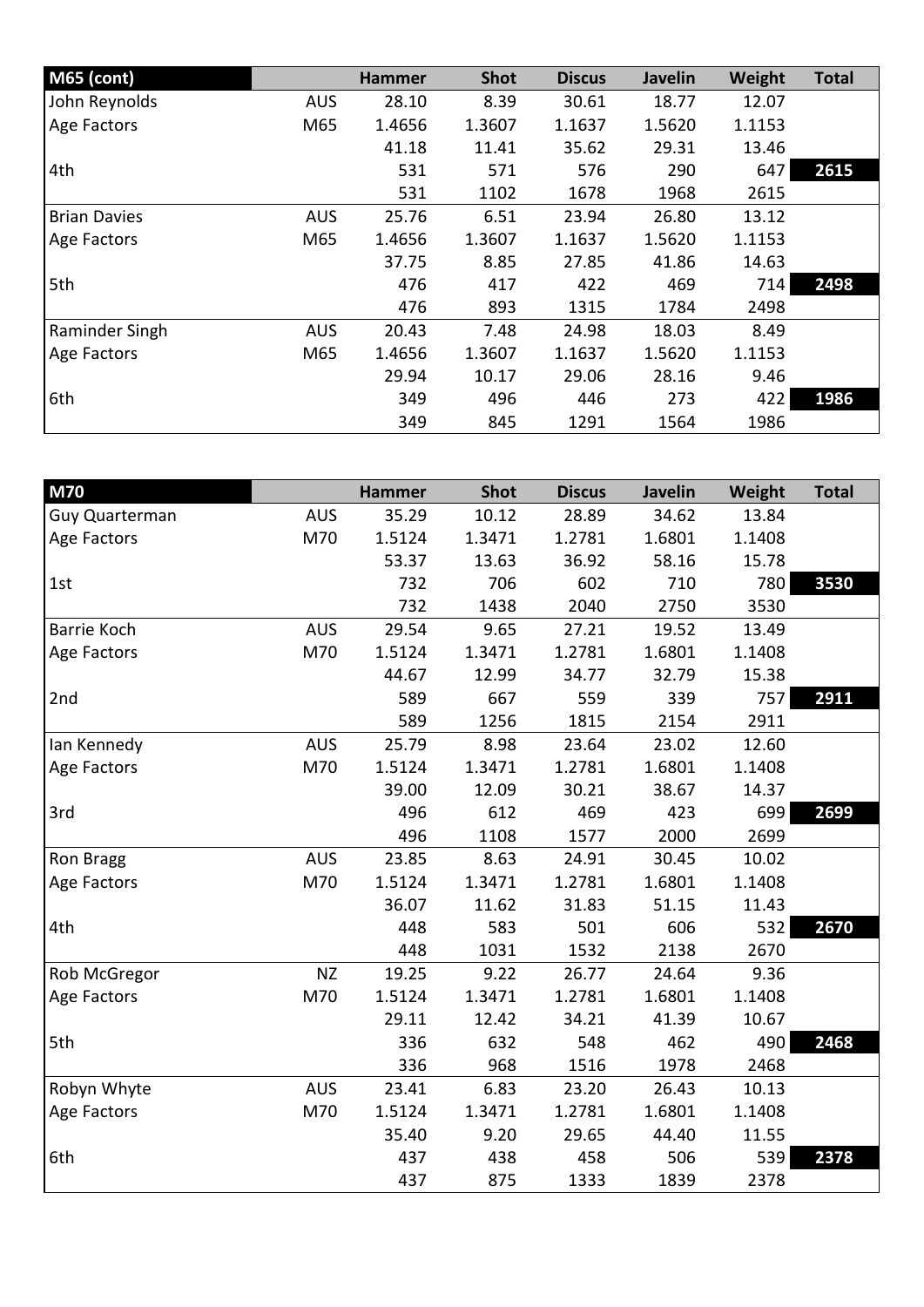| M65 (cont) | | Hammer | Shot | Discus | Javelin | Weight | Total |
|---|---|---|---|---|---|---|---|
| John Reynolds | AUS | 28.10 | 8.39 | 30.61 | 18.77 | 12.07 | |
| Age Factors | M65 | 1.4656 | 1.3607 | 1.1637 | 1.5620 | 1.1153 | |
| | | 41.18 | 11.41 | 35.62 | 29.31 | 13.46 | |
| 4th | | 531 | 571 | 576 | 290 | 647 | **2615** |
| | | 531 | 1102 | 1678 | 1968 | 2615 | |
| Brian Davies | AUS | 25.76 | 6.51 | 23.94 | 26.80 | 13.12 | |
| Age Factors | M65 | 1.4656 | 1.3607 | 1.1637 | 1.5620 | 1.1153 | |
| | | 37.75 | 8.85 | 27.85 | 41.86 | 14.63 | |
| 5th | | 476 | 417 | 422 | 469 | 714 | **2498** |
| | | 476 | 893 | 1315 | 1784 | 2498 | |
| Raminder Singh | AUS | 20.43 | 7.48 | 24.98 | 18.03 | 8.49 | |
| Age Factors | M65 | 1.4656 | 1.3607 | 1.1637 | 1.5620 | 1.1153 | |
| | | 29.94 | 10.17 | 29.06 | 28.16 | 9.46 | |
| 6th | | 349 | 496 | 446 | 273 | 422 | **1986** |
| | | 349 | 845 | 1291 | 1564 | 1986 | |

| M70 | | Hammer | Shot | Discus | Javelin | Weight | Total |
|---|---|---|---|---|---|---|---|
| Guy Quarterman | AUS | 35.29 | 10.12 | 28.89 | 34.62 | 13.84 | |
| Age Factors | M70 | 1.5124 | 1.3471 | 1.2781 | 1.6801 | 1.1408 | |
| | | 53.37 | 13.63 | 36.92 | 58.16 | 15.78 | |
| 1st | | 732 | 706 | 602 | 710 | 780 | **3530** |
| | | 732 | 1438 | 2040 | 2750 | 3530 | |
| Barrie Koch | AUS | 29.54 | 9.65 | 27.21 | 19.52 | 13.49 | |
| Age Factors | M70 | 1.5124 | 1.3471 | 1.2781 | 1.6801 | 1.1408 | |
| | | 44.67 | 12.99 | 34.77 | 32.79 | 15.38 | |
| 2nd | | 589 | 667 | 559 | 339 | 757 | **2911** |
| | | 589 | 1256 | 1815 | 2154 | 2911 | |
| Ian Kennedy | AUS | 25.79 | 8.98 | 23.64 | 23.02 | 12.60 | |
| Age Factors | M70 | 1.5124 | 1.3471 | 1.2781 | 1.6801 | 1.1408 | |
| | | 39.00 | 12.09 | 30.21 | 38.67 | 14.37 | |
| 3rd | | 496 | 612 | 469 | 423 | 699 | **2699** |
| | | 496 | 1108 | 1577 | 2000 | 2699 | |
| Ron Bragg | AUS | 23.85 | 8.63 | 24.91 | 30.45 | 10.02 | |
| Age Factors | M70 | 1.5124 | 1.3471 | 1.2781 | 1.6801 | 1.1408 | |
| | | 36.07 | 11.62 | 31.83 | 51.15 | 11.43 | |
| 4th | | 448 | 583 | 501 | 606 | 532 | **2670** |
| | | 448 | 1031 | 1532 | 2138 | 2670 | |
| Rob McGregor | NZ | 19.25 | 9.22 | 26.77 | 24.64 | 9.36 | |
| Age Factors | M70 | 1.5124 | 1.3471 | 1.2781 | 1.6801 | 1.1408 | |
| | | 29.11 | 12.42 | 34.21 | 41.39 | 10.67 | |
| 5th | | 336 | 632 | 548 | 462 | 490 | **2468** |
| | | 336 | 968 | 1516 | 1978 | 2468 | |
| Robyn Whyte | AUS | 23.41 | 6.83 | 23.20 | 26.43 | 10.13 | |
| Age Factors | M70 | 1.5124 | 1.3471 | 1.2781 | 1.6801 | 1.1408 | |
| | | 35.40 | 9.20 | 29.65 | 44.40 | 11.55 | |
| 6th | | 437 | 438 | 458 | 506 | 539 | **2378** |
| | | 437 | 875 | 1333 | 1839 | 2378 | |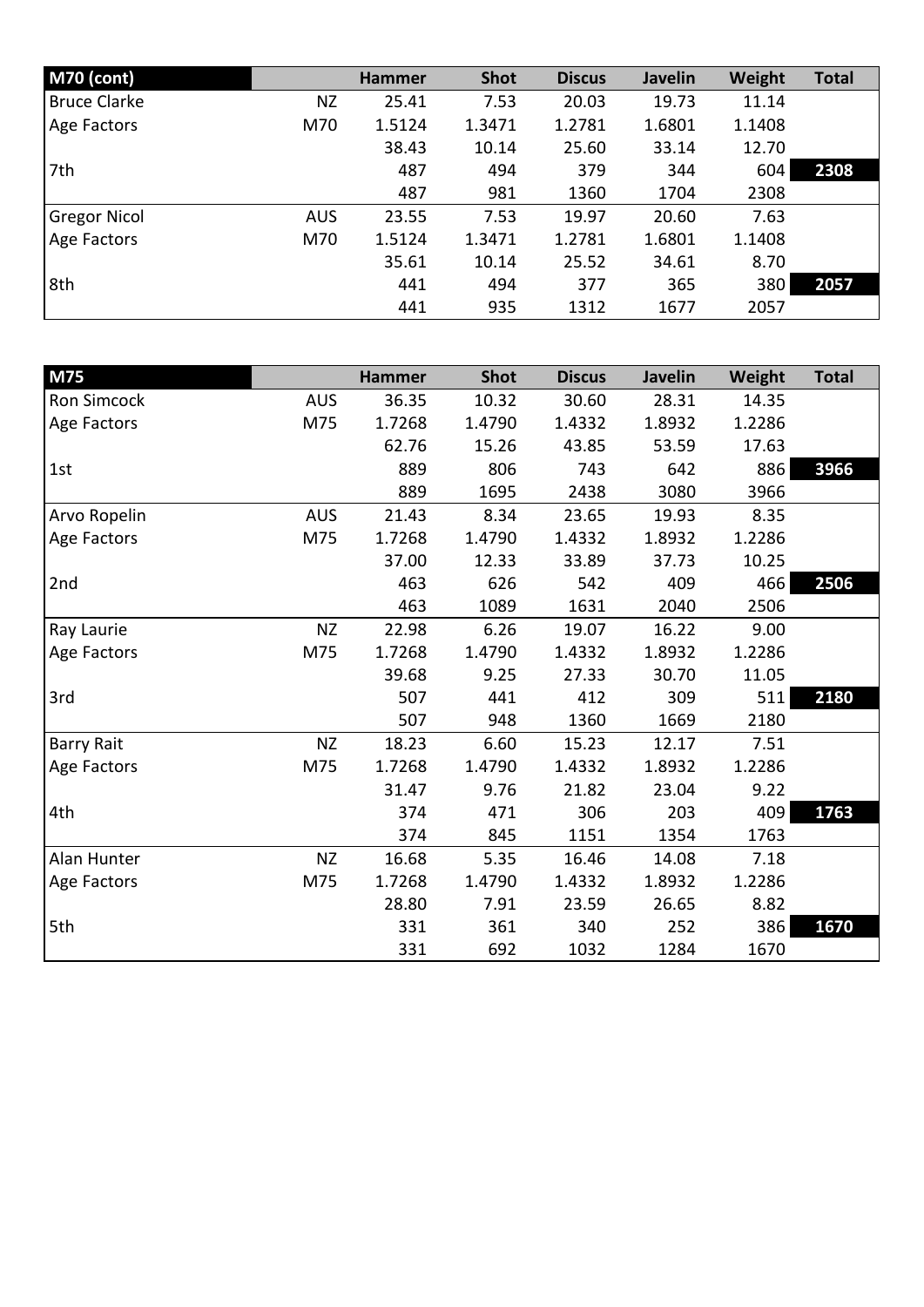| M70 (cont) | | Hammer | Shot | Discus | Javelin | Weight | Total |
|---|---|---|---|---|---|---|---|
| Bruce Clarke | NZ | 25.41 | 7.53 | 20.03 | 19.73 | 11.14 | |
| Age Factors | M70 | 1.5124 | 1.3471 | 1.2781 | 1.6801 | 1.1408 | |
| | | 38.43 | 10.14 | 25.60 | 33.14 | 12.70 | |
| 7th | | 487 | 494 | 379 | 344 | 604 | **2308** |
| | | 487 | 981 | 1360 | 1704 | 2308 | |
| Gregor Nicol | AUS | 23.55 | 7.53 | 19.97 | 20.60 | 7.63 | |
| Age Factors | M70 | 1.5124 | 1.3471 | 1.2781 | 1.6801 | 1.1408 | |
| | | 35.61 | 10.14 | 25.52 | 34.61 | 8.70 | |
| 8th | | 441 | 494 | 377 | 365 | 380 | **2057** |
| | | 441 | 935 | 1312 | 1677 | 2057 | |

| M75 | | Hammer | Shot | Discus | Javelin | Weight | Total |
|---|---|---|---|---|---|---|---|
| Ron Simcock | AUS | 36.35 | 10.32 | 30.60 | 28.31 | 14.35 | |
| Age Factors | M75 | 1.7268 | 1.4790 | 1.4332 | 1.8932 | 1.2286 | |
| | | 62.76 | 15.26 | 43.85 | 53.59 | 17.63 | |
| 1st | | 889 | 806 | 743 | 642 | 886 | **3966** |
| | | 889 | 1695 | 2438 | 3080 | 3966 | |
| Arvo Ropelin | AUS | 21.43 | 8.34 | 23.65 | 19.93 | 8.35 | |
| Age Factors | M75 | 1.7268 | 1.4790 | 1.4332 | 1.8932 | 1.2286 | |
| | | 37.00 | 12.33 | 33.89 | 37.73 | 10.25 | |
| 2nd | | 463 | 626 | 542 | 409 | 466 | **2506** |
| | | 463 | 1089 | 1631 | 2040 | 2506 | |
| Ray Laurie | NZ | 22.98 | 6.26 | 19.07 | 16.22 | 9.00 | |
| Age Factors | M75 | 1.7268 | 1.4790 | 1.4332 | 1.8932 | 1.2286 | |
| | | 39.68 | 9.25 | 27.33 | 30.70 | 11.05 | |
| 3rd | | 507 | 441 | 412 | 309 | 511 | **2180** |
| | | 507 | 948 | 1360 | 1669 | 2180 | |
| Barry Rait | NZ | 18.23 | 6.60 | 15.23 | 12.17 | 7.51 | |
| Age Factors | M75 | 1.7268 | 1.4790 | 1.4332 | 1.8932 | 1.2286 | |
| | | 31.47 | 9.76 | 21.82 | 23.04 | 9.22 | |
| 4th | | 374 | 471 | 306 | 203 | 409 | **1763** |
| | | 374 | 845 | 1151 | 1354 | 1763 | |
| Alan Hunter | NZ | 16.68 | 5.35 | 16.46 | 14.08 | 7.18 | |
| Age Factors | M75 | 1.7268 | 1.4790 | 1.4332 | 1.8932 | 1.2286 | |
| | | 28.80 | 7.91 | 23.59 | 26.65 | 8.82 | |
| 5th | | 331 | 361 | 340 | 252 | 386 | **1670** |
| | | 331 | 692 | 1032 | 1284 | 1670 | |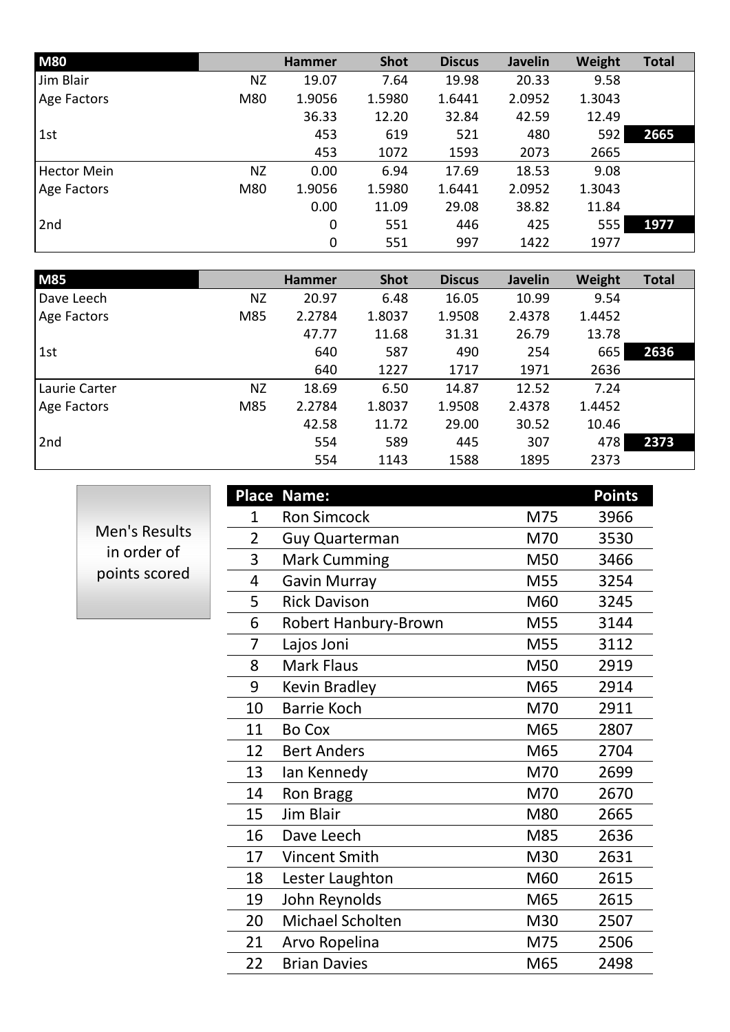| M80 | | Hammer | Shot | Discus | Javelin | Weight | Total |
|---|---|---|---|---|---|---|---|
| Jim Blair | NZ | 19.07 | 7.64 | 19.98 | 20.33 | 9.58 | |
| Age Factors | M80 | 1.9056 | 1.5980 | 1.6441 | 2.0952 | 1.3043 | |
| | | 36.33 | 12.20 | 32.84 | 42.59 | 12.49 | |
| 1st | | 453 | 619 | 521 | 480 | 592 | **2665** |
| | | 453 | 1072 | 1593 | 2073 | 2665 | |
| Hector Mein | NZ | 0.00 | 6.94 | 17.69 | 18.53 | 9.08 | |
| Age Factors | M80 | 1.9056 | 1.5980 | 1.6441 | 2.0952 | 1.3043 | |
| | | 0.00 | 11.09 | 29.08 | 38.82 | 11.84 | |
| 2nd | | 0 | 551 | 446 | 425 | 555 | **1977** |
| | | 0 | 551 | 997 | 1422 | 1977 | |

| M85 | | Hammer | Shot | Discus | Javelin | Weight | Total |
|---|---|---|---|---|---|---|---|
| Dave Leech | NZ | 20.97 | 6.48 | 16.05 | 10.99 | 9.54 | |
| Age Factors | M85 | 2.2784 | 1.8037 | 1.9508 | 2.4378 | 1.4452 | |
| | | 47.77 | 11.68 | 31.31 | 26.79 | 13.78 | |
| 1st | | 640 | 587 | 490 | 254 | 665 | **2636** |
| | | 640 | 1227 | 1717 | 1971 | 2636 | |
| Laurie Carter | NZ | 18.69 | 6.50 | 14.87 | 12.52 | 7.24 | |
| Age Factors | M85 | 2.2784 | 1.8037 | 1.9508 | 2.4378 | 1.4452 | |
| | | 42.58 | 11.72 | 29.00 | 30.52 | 10.46 | |
| 2nd | | 554 | 589 | 445 | 307 | 478 | **2373** |
| | | 554 | 1143 | 1588 | 1895 | 2373 | |

Men's Results in order of points scored

| Place | Name: | | Points |
|---|---|---|---|
| 1 | Ron Simcock | M75 | 3966 |
| 2 | Guy Quarterman | M70 | 3530 |
| 3 | Mark Cumming | M50 | 3466 |
| 4 | Gavin Murray | M55 | 3254 |
| 5 | Rick Davison | M60 | 3245 |
| 6 | Robert Hanbury-Brown | M55 | 3144 |
| 7 | Lajos Joni | M55 | 3112 |
| 8 | Mark Flaus | M50 | 2919 |
| 9 | Kevin Bradley | M65 | 2914 |
| 10 | Barrie Koch | M70 | 2911 |
| 11 | Bo Cox | M65 | 2807 |
| 12 | Bert Anders | M65 | 2704 |
| 13 | Ian Kennedy | M70 | 2699 |
| 14 | Ron Bragg | M70 | 2670 |
| 15 | Jim Blair | M80 | 2665 |
| 16 | Dave Leech | M85 | 2636 |
| 17 | Vincent Smith | M30 | 2631 |
| 18 | Lester Laughton | M60 | 2615 |
| 19 | John Reynolds | M65 | 2615 |
| 20 | Michael Scholten | M30 | 2507 |
| 21 | Arvo Ropelina | M75 | 2506 |
| 22 | Brian Davies | M65 | 2498 |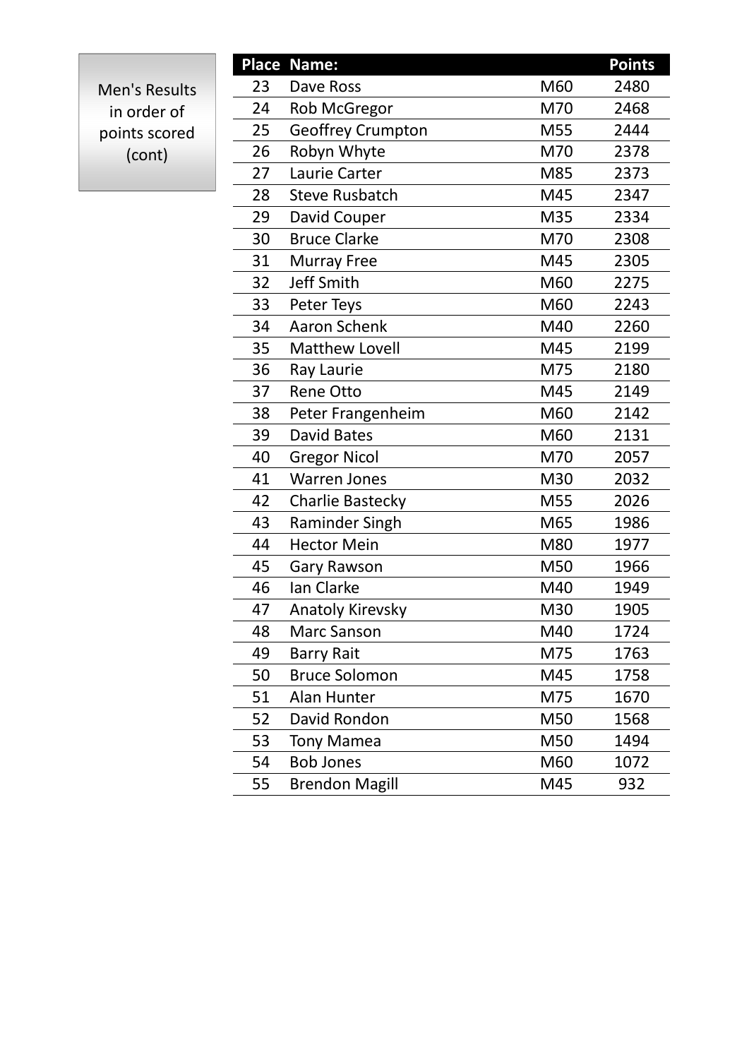Men's Results in order of points scored (cont)

| Place | Name: | | Points |
|---|---|---|---|
| 23 | Dave Ross | M60 | 2480 |
| 24 | Rob McGregor | M70 | 2468 |
| 25 | Geoffrey Crumpton | M55 | 2444 |
| 26 | Robyn Whyte | M70 | 2378 |
| 27 | Laurie Carter | M85 | 2373 |
| 28 | Steve Rusbatch | M45 | 2347 |
| 29 | David Couper | M35 | 2334 |
| 30 | Bruce Clarke | M70 | 2308 |
| 31 | Murray Free | M45 | 2305 |
| 32 | Jeff Smith | M60 | 2275 |
| 33 | Peter Teys | M60 | 2243 |
| 34 | Aaron Schenk | M40 | 2260 |
| 35 | Matthew Lovell | M45 | 2199 |
| 36 | Ray Laurie | M75 | 2180 |
| 37 | Rene Otto | M45 | 2149 |
| 38 | Peter Frangenheim | M60 | 2142 |
| 39 | David Bates | M60 | 2131 |
| 40 | Gregor Nicol | M70 | 2057 |
| 41 | Warren Jones | M30 | 2032 |
| 42 | Charlie Bastecky | M55 | 2026 |
| 43 | Raminder Singh | M65 | 1986 |
| 44 | Hector Mein | M80 | 1977 |
| 45 | Gary Rawson | M50 | 1966 |
| 46 | Ian Clarke | M40 | 1949 |
| 47 | Anatoly Kirevsky | M30 | 1905 |
| 48 | Marc Sanson | M40 | 1724 |
| 49 | Barry Rait | M75 | 1763 |
| 50 | Bruce Solomon | M45 | 1758 |
| 51 | Alan Hunter | M75 | 1670 |
| 52 | David Rondon | M50 | 1568 |
| 53 | Tony Mamea | M50 | 1494 |
| 54 | Bob Jones | M60 | 1072 |
| 55 | Brendon Magill | M45 | 932 |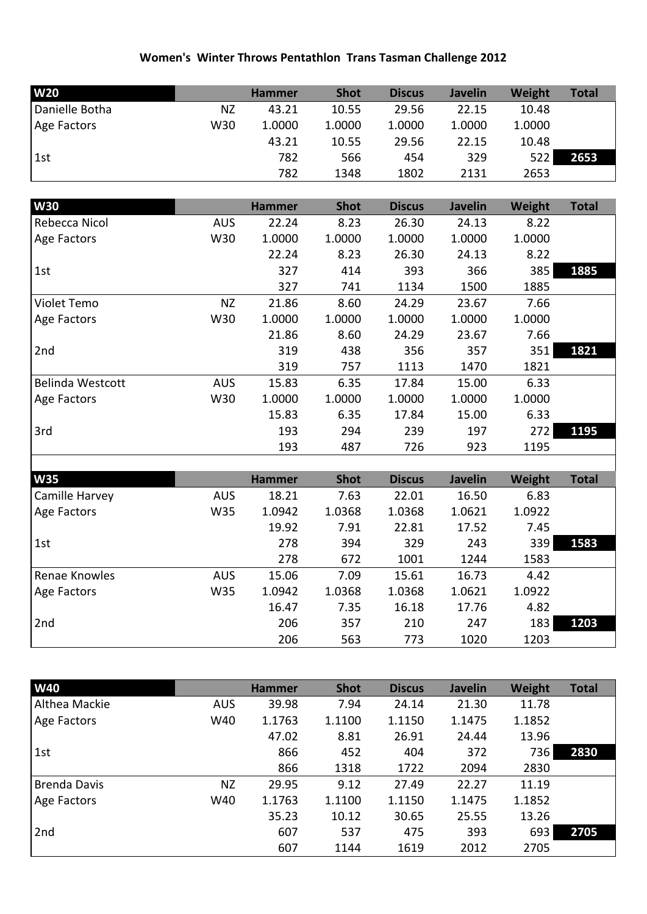# Women's Winter Throws Pentathlon Trans Tasman Challenge 2012

| W20 | | Hammer | Shot | Discus | Javelin | Weight | Total |
|---|---|---|---|---|---|---|---|
| Danielle Botha | NZ | 43.21 | 10.55 | 29.56 | 22.15 | 10.48 | |
| Age Factors | W30 | 1.0000 | 1.0000 | 1.0000 | 1.0000 | 1.0000 | |
| | | 43.21 | 10.55 | 29.56 | 22.15 | 10.48 | |
| 1st | | 782 | 566 | 454 | 329 | 522 | **2653** |
| | | 782 | 1348 | 1802 | 2131 | 2653 | |

| W30 | | Hammer | Shot | Discus | Javelin | Weight | Total |
|---|---|---|---|---|---|---|---|
| Rebecca Nicol | AUS | 22.24 | 8.23 | 26.30 | 24.13 | 8.22 | |
| Age Factors | W30 | 1.0000 | 1.0000 | 1.0000 | 1.0000 | 1.0000 | |
| | | 22.24 | 8.23 | 26.30 | 24.13 | 8.22 | |
| 1st | | 327 | 414 | 393 | 366 | 385 | **1885** |
| | | 327 | 741 | 1134 | 1500 | 1885 | |
| Violet Temo | NZ | 21.86 | 8.60 | 24.29 | 23.67 | 7.66 | |
| Age Factors | W30 | 1.0000 | 1.0000 | 1.0000 | 1.0000 | 1.0000 | |
| | | 21.86 | 8.60 | 24.29 | 23.67 | 7.66 | |
| 2nd | | 319 | 438 | 356 | 357 | 351 | **1821** |
| | | 319 | 757 | 1113 | 1470 | 1821 | |
| Belinda Westcott | AUS | 15.83 | 6.35 | 17.84 | 15.00 | 6.33 | |
| Age Factors | W30 | 1.0000 | 1.0000 | 1.0000 | 1.0000 | 1.0000 | |
| | | 15.83 | 6.35 | 17.84 | 15.00 | 6.33 | |
| 3rd | | 193 | 294 | 239 | 197 | 272 | **1195** |
| | | 193 | 487 | 726 | 923 | 1195 | |

| W35 | | Hammer | Shot | Discus | Javelin | Weight | Total |
|---|---|---|---|---|---|---|---|
| Camille Harvey | AUS | 18.21 | 7.63 | 22.01 | 16.50 | 6.83 | |
| Age Factors | W35 | 1.0942 | 1.0368 | 1.0368 | 1.0621 | 1.0922 | |
| | | 19.92 | 7.91 | 22.81 | 17.52 | 7.45 | |
| 1st | | 278 | 394 | 329 | 243 | 339 | **1583** |
| | | 278 | 672 | 1001 | 1244 | 1583 | |
| Renae Knowles | AUS | 15.06 | 7.09 | 15.61 | 16.73 | 4.42 | |
| Age Factors | W35 | 1.0942 | 1.0368 | 1.0368 | 1.0621 | 1.0922 | |
| | | 16.47 | 7.35 | 16.18 | 17.76 | 4.82 | |
| 2nd | | 206 | 357 | 210 | 247 | 183 | **1203** |
| | | 206 | 563 | 773 | 1020 | 1203 | |

| W40 | | Hammer | Shot | Discus | Javelin | Weight | Total |
|---|---|---|---|---|---|---|---|
| Althea Mackie | AUS | 39.98 | 7.94 | 24.14 | 21.30 | 11.78 | |
| Age Factors | W40 | 1.1763 | 1.1100 | 1.1150 | 1.1475 | 1.1852 | |
| | | 47.02 | 8.81 | 26.91 | 24.44 | 13.96 | |
| 1st | | 866 | 452 | 404 | 372 | 736 | **2830** |
| | | 866 | 1318 | 1722 | 2094 | 2830 | |
| Brenda Davis | NZ | 29.95 | 9.12 | 27.49 | 22.27 | 11.19 | |
| Age Factors | W40 | 1.1763 | 1.1100 | 1.1150 | 1.1475 | 1.1852 | |
| | | 35.23 | 10.12 | 30.65 | 25.55 | 13.26 | |
| 2nd | | 607 | 537 | 475 | 393 | 693 | **2705** |
| | | 607 | 1144 | 1619 | 2012 | 2705 | |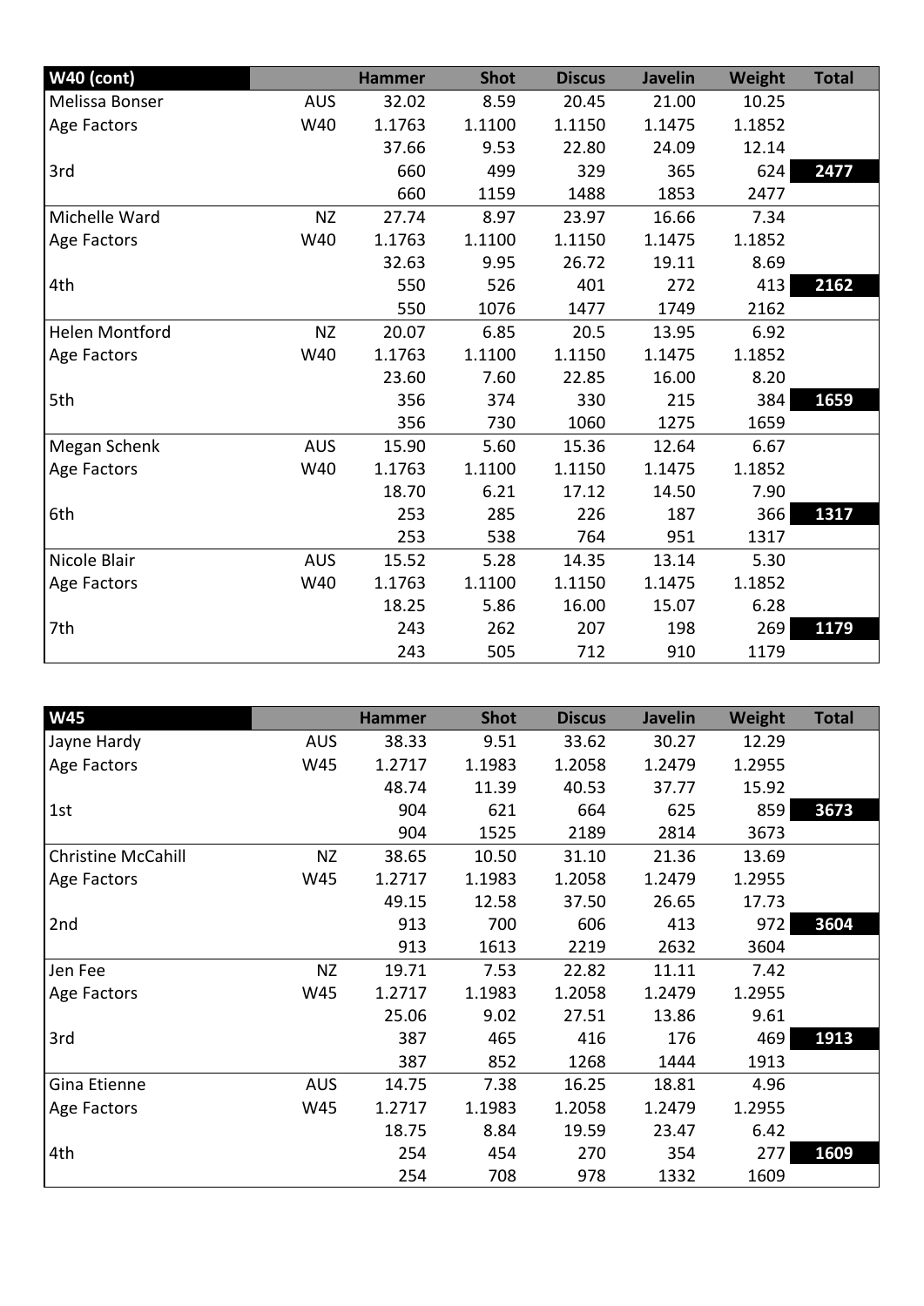| W40 (cont) | | Hammer | Shot | Discus | Javelin | Weight | Total |
|---|---|---|---|---|---|---|---|
| Melissa Bonser | AUS | 32.02 | 8.59 | 20.45 | 21.00 | 10.25 | |
| Age Factors | W40 | 1.1763 | 1.1100 | 1.1150 | 1.1475 | 1.1852 | |
| | | 37.66 | 9.53 | 22.80 | 24.09 | 12.14 | |
| 3rd | | 660 | 499 | 329 | 365 | 624 | 2477 |
| | | 660 | 1159 | 1488 | 1853 | 2477 | |
| Michelle Ward | NZ | 27.74 | 8.97 | 23.97 | 16.66 | 7.34 | |
| Age Factors | W40 | 1.1763 | 1.1100 | 1.1150 | 1.1475 | 1.1852 | |
| | | 32.63 | 9.95 | 26.72 | 19.11 | 8.69 | |
| 4th | | 550 | 526 | 401 | 272 | 413 | 2162 |
| | | 550 | 1076 | 1477 | 1749 | 2162 | |
| Helen Montford | NZ | 20.07 | 6.85 | 20.5 | 13.95 | 6.92 | |
| Age Factors | W40 | 1.1763 | 1.1100 | 1.1150 | 1.1475 | 1.1852 | |
| | | 23.60 | 7.60 | 22.85 | 16.00 | 8.20 | |
| 5th | | 356 | 374 | 330 | 215 | 384 | 1659 |
| | | 356 | 730 | 1060 | 1275 | 1659 | |
| Megan Schenk | AUS | 15.90 | 5.60 | 15.36 | 12.64 | 6.67 | |
| Age Factors | W40 | 1.1763 | 1.1100 | 1.1150 | 1.1475 | 1.1852 | |
| | | 18.70 | 6.21 | 17.12 | 14.50 | 7.90 | |
| 6th | | 253 | 285 | 226 | 187 | 366 | 1317 |
| | | 253 | 538 | 764 | 951 | 1317 | |
| Nicole Blair | AUS | 15.52 | 5.28 | 14.35 | 13.14 | 5.30 | |
| Age Factors | W40 | 1.1763 | 1.1100 | 1.1150 | 1.1475 | 1.1852 | |
| | | 18.25 | 5.86 | 16.00 | 15.07 | 6.28 | |
| 7th | | 243 | 262 | 207 | 198 | 269 | 1179 |
| | | 243 | 505 | 712 | 910 | 1179 | |

| W45 | | Hammer | Shot | Discus | Javelin | Weight | Total |
|---|---|---|---|---|---|---|---|
| Jayne Hardy | AUS | 38.33 | 9.51 | 33.62 | 30.27 | 12.29 | |
| Age Factors | W45 | 1.2717 | 1.1983 | 1.2058 | 1.2479 | 1.2955 | |
| | | 48.74 | 11.39 | 40.53 | 37.77 | 15.92 | |
| 1st | | 904 | 621 | 664 | 625 | 859 | 3673 |
| | | 904 | 1525 | 2189 | 2814 | 3673 | |
| Christine McCahill | NZ | 38.65 | 10.50 | 31.10 | 21.36 | 13.69 | |
| Age Factors | W45 | 1.2717 | 1.1983 | 1.2058 | 1.2479 | 1.2955 | |
| | | 49.15 | 12.58 | 37.50 | 26.65 | 17.73 | |
| 2nd | | 913 | 700 | 606 | 413 | 972 | 3604 |
| | | 913 | 1613 | 2219 | 2632 | 3604 | |
| Jen Fee | NZ | 19.71 | 7.53 | 22.82 | 11.11 | 7.42 | |
| Age Factors | W45 | 1.2717 | 1.1983 | 1.2058 | 1.2479 | 1.2955 | |
| | | 25.06 | 9.02 | 27.51 | 13.86 | 9.61 | |
| 3rd | | 387 | 465 | 416 | 176 | 469 | 1913 |
| | | 387 | 852 | 1268 | 1444 | 1913 | |
| Gina Etienne | AUS | 14.75 | 7.38 | 16.25 | 18.81 | 4.96 | |
| Age Factors | W45 | 1.2717 | 1.1983 | 1.2058 | 1.2479 | 1.2955 | |
| | | 18.75 | 8.84 | 19.59 | 23.47 | 6.42 | |
| 4th | | 254 | 454 | 270 | 354 | 277 | 1609 |
| | | 254 | 708 | 978 | 1332 | 1609 | |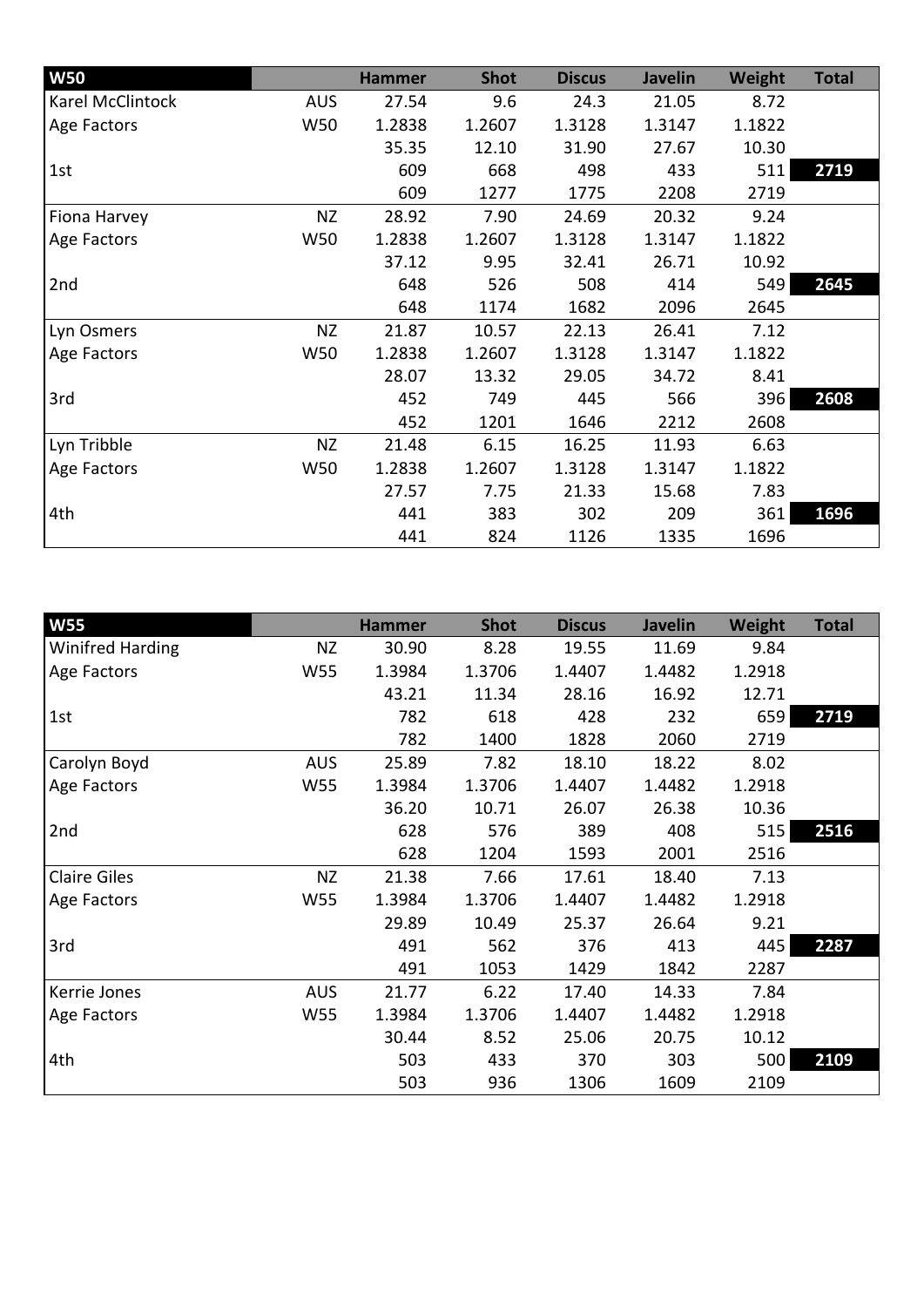| W50 | | Hammer | Shot | Discus | Javelin | Weight | Total |
|---|---|---|---|---|---|---|---|
| Karel McClintock | AUS | 27.54 | 9.6 | 24.3 | 21.05 | 8.72 | |
| Age Factors | W50 | 1.2838 | 1.2607 | 1.3128 | 1.3147 | 1.1822 | |
| | | 35.35 | 12.10 | 31.90 | 27.67 | 10.30 | |
| 1st | | 609 | 668 | 498 | 433 | 511 | 2719 |
| | | 609 | 1277 | 1775 | 2208 | 2719 | |
| Fiona Harvey | NZ | 28.92 | 7.90 | 24.69 | 20.32 | 9.24 | |
| Age Factors | W50 | 1.2838 | 1.2607 | 1.3128 | 1.3147 | 1.1822 | |
| | | 37.12 | 9.95 | 32.41 | 26.71 | 10.92 | |
| 2nd | | 648 | 526 | 508 | 414 | 549 | 2645 |
| | | 648 | 1174 | 1682 | 2096 | 2645 | |
| Lyn Osmers | NZ | 21.87 | 10.57 | 22.13 | 26.41 | 7.12 | |
| Age Factors | W50 | 1.2838 | 1.2607 | 1.3128 | 1.3147 | 1.1822 | |
| | | 28.07 | 13.32 | 29.05 | 34.72 | 8.41 | |
| 3rd | | 452 | 749 | 445 | 566 | 396 | 2608 |
| | | 452 | 1201 | 1646 | 2212 | 2608 | |
| Lyn Tribble | NZ | 21.48 | 6.15 | 16.25 | 11.93 | 6.63 | |
| Age Factors | W50 | 1.2838 | 1.2607 | 1.3128 | 1.3147 | 1.1822 | |
| | | 27.57 | 7.75 | 21.33 | 15.68 | 7.83 | |
| 4th | | 441 | 383 | 302 | 209 | 361 | 1696 |
| | | 441 | 824 | 1126 | 1335 | 1696 | |

| W55 | | Hammer | Shot | Discus | Javelin | Weight | Total |
|---|---|---|---|---|---|---|---|
| Winifred Harding | NZ | 30.90 | 8.28 | 19.55 | 11.69 | 9.84 | |
| Age Factors | W55 | 1.3984 | 1.3706 | 1.4407 | 1.4482 | 1.2918 | |
| | | 43.21 | 11.34 | 28.16 | 16.92 | 12.71 | |
| 1st | | 782 | 618 | 428 | 232 | 659 | 2719 |
| | | 782 | 1400 | 1828 | 2060 | 2719 | |
| Carolyn Boyd | AUS | 25.89 | 7.82 | 18.10 | 18.22 | 8.02 | |
| Age Factors | W55 | 1.3984 | 1.3706 | 1.4407 | 1.4482 | 1.2918 | |
| | | 36.20 | 10.71 | 26.07 | 26.38 | 10.36 | |
| 2nd | | 628 | 576 | 389 | 408 | 515 | 2516 |
| | | 628 | 1204 | 1593 | 2001 | 2516 | |
| Claire Giles | NZ | 21.38 | 7.66 | 17.61 | 18.40 | 7.13 | |
| Age Factors | W55 | 1.3984 | 1.3706 | 1.4407 | 1.4482 | 1.2918 | |
| | | 29.89 | 10.49 | 25.37 | 26.64 | 9.21 | |
| 3rd | | 491 | 562 | 376 | 413 | 445 | 2287 |
| | | 491 | 1053 | 1429 | 1842 | 2287 | |
| Kerrie Jones | AUS | 21.77 | 6.22 | 17.40 | 14.33 | 7.84 | |
| Age Factors | W55 | 1.3984 | 1.3706 | 1.4407 | 1.4482 | 1.2918 | |
| | | 30.44 | 8.52 | 25.06 | 20.75 | 10.12 | |
| 4th | | 503 | 433 | 370 | 303 | 500 | 2109 |
| | | 503 | 936 | 1306 | 1609 | 2109 | |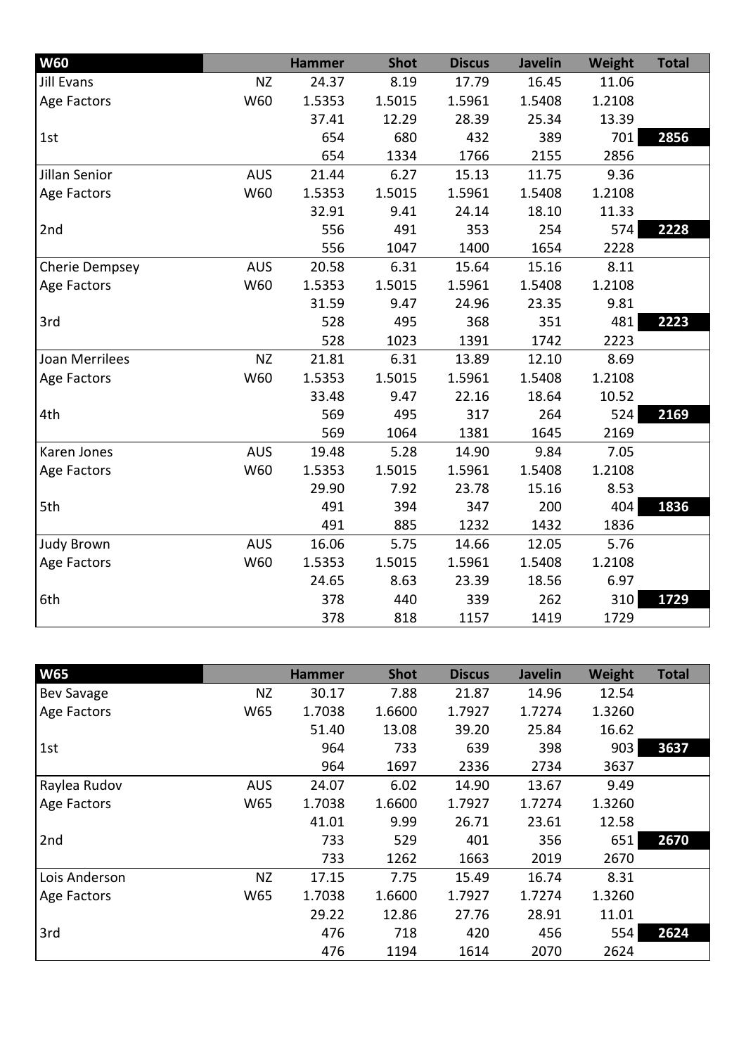| W60 | | Hammer | Shot | Discus | Javelin | Weight | Total |
|---|---|---|---|---|---|---|---|
| Jill Evans | NZ | 24.37 | 8.19 | 17.79 | 16.45 | 11.06 | |
| Age Factors | W60 | 1.5353 | 1.5015 | 1.5961 | 1.5408 | 1.2108 | |
| | | 37.41 | 12.29 | 28.39 | 25.34 | 13.39 | |
| 1st | | 654 | 680 | 432 | 389 | 701 | 2856 |
| | | 654 | 1334 | 1766 | 2155 | 2856 | |
| Jillan Senior | AUS | 21.44 | 6.27 | 15.13 | 11.75 | 9.36 | |
| Age Factors | W60 | 1.5353 | 1.5015 | 1.5961 | 1.5408 | 1.2108 | |
| | | 32.91 | 9.41 | 24.14 | 18.10 | 11.33 | |
| 2nd | | 556 | 491 | 353 | 254 | 574 | 2228 |
| | | 556 | 1047 | 1400 | 1654 | 2228 | |
| Cherie Dempsey | AUS | 20.58 | 6.31 | 15.64 | 15.16 | 8.11 | |
| Age Factors | W60 | 1.5353 | 1.5015 | 1.5961 | 1.5408 | 1.2108 | |
| | | 31.59 | 9.47 | 24.96 | 23.35 | 9.81 | |
| 3rd | | 528 | 495 | 368 | 351 | 481 | 2223 |
| | | 528 | 1023 | 1391 | 1742 | 2223 | |
| Joan Merrilees | NZ | 21.81 | 6.31 | 13.89 | 12.10 | 8.69 | |
| Age Factors | W60 | 1.5353 | 1.5015 | 1.5961 | 1.5408 | 1.2108 | |
| | | 33.48 | 9.47 | 22.16 | 18.64 | 10.52 | |
| 4th | | 569 | 495 | 317 | 264 | 524 | 2169 |
| | | 569 | 1064 | 1381 | 1645 | 2169 | |
| Karen Jones | AUS | 19.48 | 5.28 | 14.90 | 9.84 | 7.05 | |
| Age Factors | W60 | 1.5353 | 1.5015 | 1.5961 | 1.5408 | 1.2108 | |
| | | 29.90 | 7.92 | 23.78 | 15.16 | 8.53 | |
| 5th | | 491 | 394 | 347 | 200 | 404 | 1836 |
| | | 491 | 885 | 1232 | 1432 | 1836 | |
| Judy Brown | AUS | 16.06 | 5.75 | 14.66 | 12.05 | 5.76 | |
| Age Factors | W60 | 1.5353 | 1.5015 | 1.5961 | 1.5408 | 1.2108 | |
| | | 24.65 | 8.63 | 23.39 | 18.56 | 6.97 | |
| 6th | | 378 | 440 | 339 | 262 | 310 | 1729 |
| | | 378 | 818 | 1157 | 1419 | 1729 | |

| W65 | | Hammer | Shot | Discus | Javelin | Weight | Total |
|---|---|---|---|---|---|---|---|
| Bev Savage | NZ | 30.17 | 7.88 | 21.87 | 14.96 | 12.54 | |
| Age Factors | W65 | 1.7038 | 1.6600 | 1.7927 | 1.7274 | 1.3260 | |
| | | 51.40 | 13.08 | 39.20 | 25.84 | 16.62 | |
| 1st | | 964 | 733 | 639 | 398 | 903 | 3637 |
| | | 964 | 1697 | 2336 | 2734 | 3637 | |
| Raylea Rudov | AUS | 24.07 | 6.02 | 14.90 | 13.67 | 9.49 | |
| Age Factors | W65 | 1.7038 | 1.6600 | 1.7927 | 1.7274 | 1.3260 | |
| | | 41.01 | 9.99 | 26.71 | 23.61 | 12.58 | |
| 2nd | | 733 | 529 | 401 | 356 | 651 | 2670 |
| | | 733 | 1262 | 1663 | 2019 | 2670 | |
| Lois Anderson | NZ | 17.15 | 7.75 | 15.49 | 16.74 | 8.31 | |
| Age Factors | W65 | 1.7038 | 1.6600 | 1.7927 | 1.7274 | 1.3260 | |
| | | 29.22 | 12.86 | 27.76 | 28.91 | 11.01 | |
| 3rd | | 476 | 718 | 420 | 456 | 554 | 2624 |
| | | 476 | 1194 | 1614 | 2070 | 2624 | |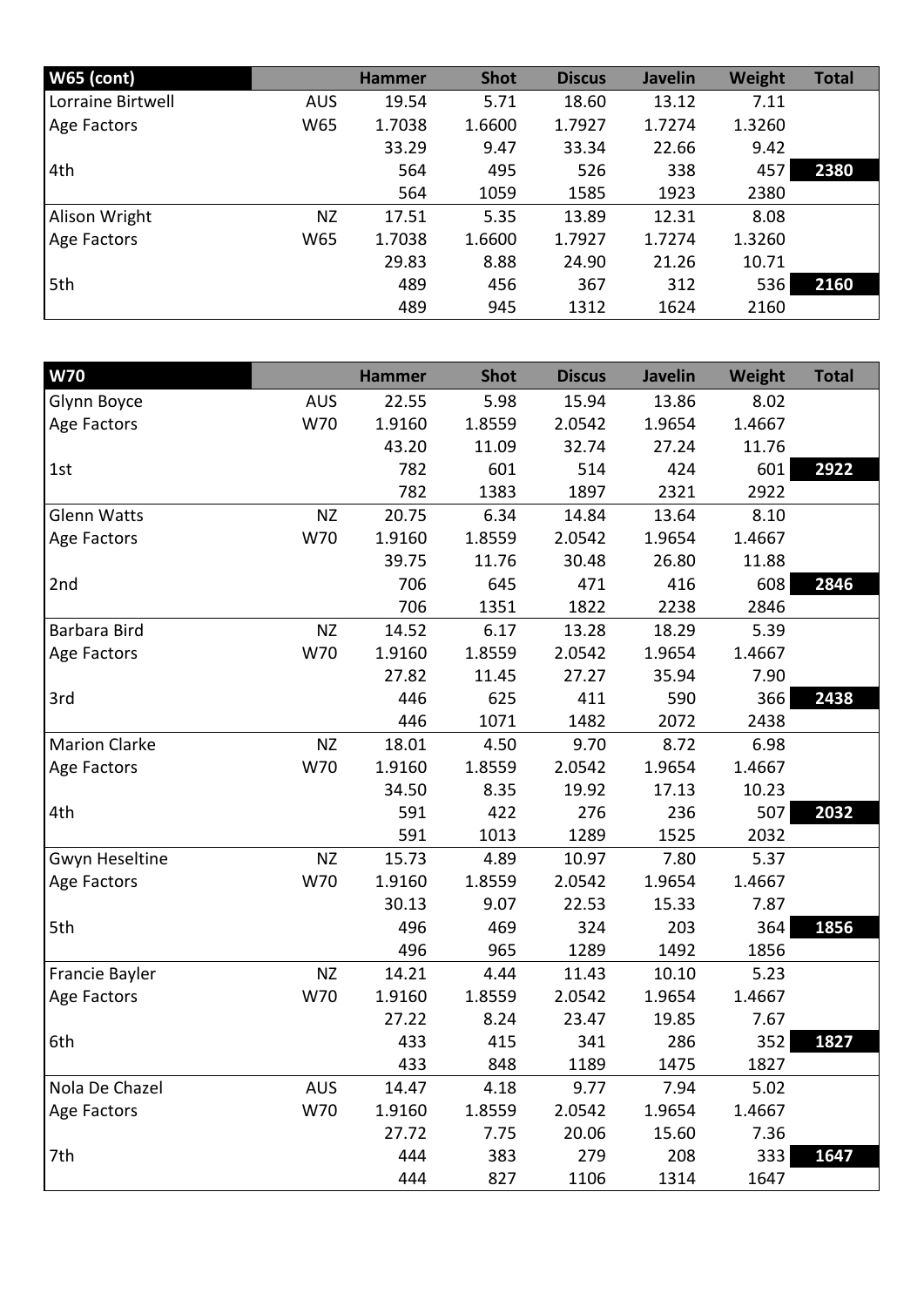| W65 (cont) | | Hammer | Shot | Discus | Javelin | Weight | Total |
|---|---|---|---|---|---|---|---|
| Lorraine Birtwell | AUS | 19.54 | 5.71 | 18.60 | 13.12 | 7.11 | |
| Age Factors | W65 | 1.7038 | 1.6600 | 1.7927 | 1.7274 | 1.3260 | |
| | | 33.29 | 9.47 | 33.34 | 22.66 | 9.42 | |
| 4th | | 564 | 495 | 526 | 338 | 457 | 2380 |
| | | 564 | 1059 | 1585 | 1923 | 2380 | |
| Alison Wright | NZ | 17.51 | 5.35 | 13.89 | 12.31 | 8.08 | |
| Age Factors | W65 | 1.7038 | 1.6600 | 1.7927 | 1.7274 | 1.3260 | |
| | | 29.83 | 8.88 | 24.90 | 21.26 | 10.71 | |
| 5th | | 489 | 456 | 367 | 312 | 536 | 2160 |
| | | 489 | 945 | 1312 | 1624 | 2160 | |

| W70 | | Hammer | Shot | Discus | Javelin | Weight | Total |
|---|---|---|---|---|---|---|---|
| Glynn Boyce | AUS | 22.55 | 5.98 | 15.94 | 13.86 | 8.02 | |
| Age Factors | W70 | 1.9160 | 1.8559 | 2.0542 | 1.9654 | 1.4667 | |
| | | 43.20 | 11.09 | 32.74 | 27.24 | 11.76 | |
| 1st | | 782 | 601 | 514 | 424 | 601 | 2922 |
| | | 782 | 1383 | 1897 | 2321 | 2922 | |
| Glenn Watts | NZ | 20.75 | 6.34 | 14.84 | 13.64 | 8.10 | |
| Age Factors | W70 | 1.9160 | 1.8559 | 2.0542 | 1.9654 | 1.4667 | |
| | | 39.75 | 11.76 | 30.48 | 26.80 | 11.88 | |
| 2nd | | 706 | 645 | 471 | 416 | 608 | 2846 |
| | | 706 | 1351 | 1822 | 2238 | 2846 | |
| Barbara Bird | NZ | 14.52 | 6.17 | 13.28 | 18.29 | 5.39 | |
| Age Factors | W70 | 1.9160 | 1.8559 | 2.0542 | 1.9654 | 1.4667 | |
| | | 27.82 | 11.45 | 27.27 | 35.94 | 7.90 | |
| 3rd | | 446 | 625 | 411 | 590 | 366 | 2438 |
| | | 446 | 1071 | 1482 | 2072 | 2438 | |
| Marion Clarke | NZ | 18.01 | 4.50 | 9.70 | 8.72 | 6.98 | |
| Age Factors | W70 | 1.9160 | 1.8559 | 2.0542 | 1.9654 | 1.4667 | |
| | | 34.50 | 8.35 | 19.92 | 17.13 | 10.23 | |
| 4th | | 591 | 422 | 276 | 236 | 507 | 2032 |
| | | 591 | 1013 | 1289 | 1525 | 2032 | |
| Gwyn Heseltine | NZ | 15.73 | 4.89 | 10.97 | 7.80 | 5.37 | |
| Age Factors | W70 | 1.9160 | 1.8559 | 2.0542 | 1.9654 | 1.4667 | |
| | | 30.13 | 9.07 | 22.53 | 15.33 | 7.87 | |
| 5th | | 496 | 469 | 324 | 203 | 364 | 1856 |
| | | 496 | 965 | 1289 | 1492 | 1856 | |
| Francie Bayler | NZ | 14.21 | 4.44 | 11.43 | 10.10 | 5.23 | |
| Age Factors | W70 | 1.9160 | 1.8559 | 2.0542 | 1.9654 | 1.4667 | |
| | | 27.22 | 8.24 | 23.47 | 19.85 | 7.67 | |
| 6th | | 433 | 415 | 341 | 286 | 352 | 1827 |
| | | 433 | 848 | 1189 | 1475 | 1827 | |
| Nola De Chazel | AUS | 14.47 | 4.18 | 9.77 | 7.94 | 5.02 | |
| Age Factors | W70 | 1.9160 | 1.8559 | 2.0542 | 1.9654 | 1.4667 | |
| | | 27.72 | 7.75 | 20.06 | 15.60 | 7.36 | |
| 7th | | 444 | 383 | 279 | 208 | 333 | 1647 |
| | | 444 | 827 | 1106 | 1314 | 1647 | |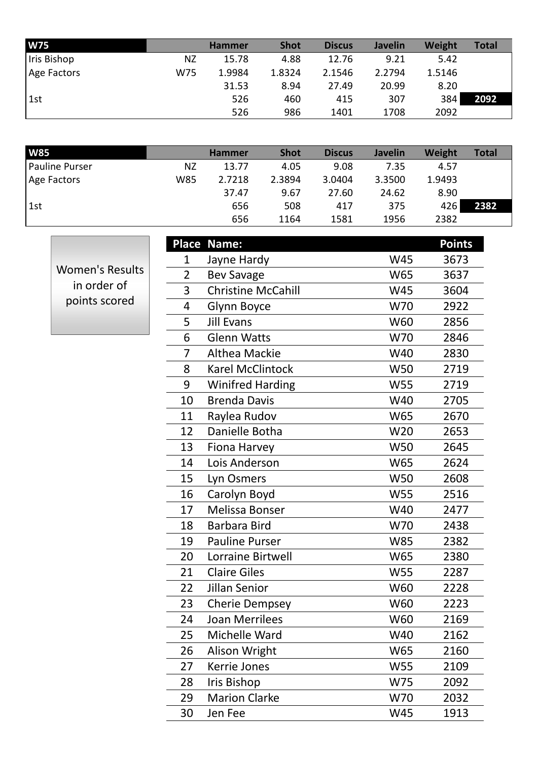| W75 | | Hammer | Shot | Discus | Javelin | Weight | Total |
|---|---|---|---|---|---|---|---|
| Iris Bishop | NZ | 15.78 | 4.88 | 12.76 | 9.21 | 5.42 | |
| Age Factors | W75 | 1.9984 | 1.8324 | 2.1546 | 2.2794 | 1.5146 | |
| | | 31.53 | 8.94 | 27.49 | 20.99 | 8.20 | |
| 1st | | 526 | 460 | 415 | 307 | 384 | 2092 |
| | | 526 | 986 | 1401 | 1708 | 2092 | |

| W85 | | Hammer | Shot | Discus | Javelin | Weight | Total |
|---|---|---|---|---|---|---|---|
| Pauline Purser | NZ | 13.77 | 4.05 | 9.08 | 7.35 | 4.57 | |
| Age Factors | W85 | 2.7218 | 2.3894 | 3.0404 | 3.3500 | 1.9493 | |
| | | 37.47 | 9.67 | 27.60 | 24.62 | 8.90 | |
| 1st | | 656 | 508 | 417 | 375 | 426 | 2382 |
| | | 656 | 1164 | 1581 | 1956 | 2382 | |

Women's Results in order of points scored

| Place | Name: | | Points |
|---|---|---|---|
| 1 | Jayne Hardy | W45 | 3673 |
| 2 | Bev Savage | W65 | 3637 |
| 3 | Christine McCahill | W45 | 3604 |
| 4 | Glynn Boyce | W70 | 2922 |
| 5 | Jill Evans | W60 | 2856 |
| 6 | Glenn Watts | W70 | 2846 |
| 7 | Althea Mackie | W40 | 2830 |
| 8 | Karel McClintock | W50 | 2719 |
| 9 | Winifred Harding | W55 | 2719 |
| 10 | Brenda Davis | W40 | 2705 |
| 11 | Raylea Rudov | W65 | 2670 |
| 12 | Danielle Botha | W20 | 2653 |
| 13 | Fiona Harvey | W50 | 2645 |
| 14 | Lois Anderson | W65 | 2624 |
| 15 | Lyn Osmers | W50 | 2608 |
| 16 | Carolyn Boyd | W55 | 2516 |
| 17 | Melissa Bonser | W40 | 2477 |
| 18 | Barbara Bird | W70 | 2438 |
| 19 | Pauline Purser | W85 | 2382 |
| 20 | Lorraine Birtwell | W65 | 2380 |
| 21 | Claire Giles | W55 | 2287 |
| 22 | Jillan Senior | W60 | 2228 |
| 23 | Cherie Dempsey | W60 | 2223 |
| 24 | Joan Merrilees | W60 | 2169 |
| 25 | Michelle Ward | W40 | 2162 |
| 26 | Alison Wright | W65 | 2160 |
| 27 | Kerrie Jones | W55 | 2109 |
| 28 | Iris Bishop | W75 | 2092 |
| 29 | Marion Clarke | W70 | 2032 |
| 30 | Jen Fee | W45 | 1913 |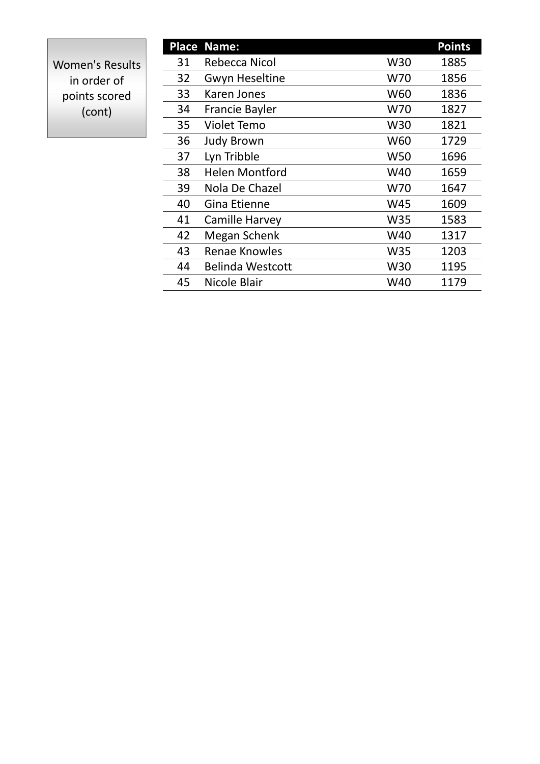Women's Results in order of points scored (cont)

| Place | Name: | | Points |
|---|---|---|---|
| 31 | Rebecca Nicol | W30 | 1885 |
| 32 | Gwyn Heseltine | W70 | 1856 |
| 33 | Karen Jones | W60 | 1836 |
| 34 | Francie Bayler | W70 | 1827 |
| 35 | Violet Temo | W30 | 1821 |
| 36 | Judy Brown | W60 | 1729 |
| 37 | Lyn Tribble | W50 | 1696 |
| 38 | Helen Montford | W40 | 1659 |
| 39 | Nola De Chazel | W70 | 1647 |
| 40 | Gina Etienne | W45 | 1609 |
| 41 | Camille Harvey | W35 | 1583 |
| 42 | Megan Schenk | W40 | 1317 |
| 43 | Renae Knowles | W35 | 1203 |
| 44 | Belinda Westcott | W30 | 1195 |
| 45 | Nicole Blair | W40 | 1179 |